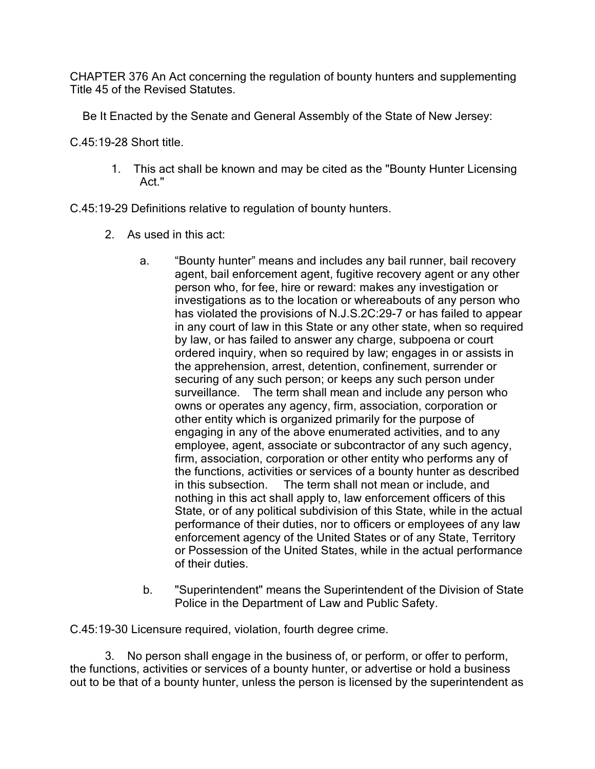CHAPTER 376 An Act concerning the regulation of bounty hunters and supplementing Title 45 of the Revised Statutes.

Be It Enacted by the Senate and General Assembly of the State of New Jersey:

C.45:19-28 Short title.

1. This act shall be known and may be cited as the "Bounty Hunter Licensing Act."

C.45:19-29 Definitions relative to regulation of bounty hunters.

2. As used in this act:

a. "Bounty hunter" means and includes any bail runner, bail recovery agent, bail enforcement agent, fugitive recovery agent or any other person who, for fee, hire or reward: makes any investigation or investigations as to the location or whereabouts of any person who has violated the provisions of N.J.S.2C:29-7 or has failed to appear in any court of law in this State or any other state, when so required by law, or has failed to answer any charge, subpoena or court ordered inquiry, when so required by law; engages in or assists in the apprehension, arrest, detention, confinement, surrender or securing of any such person; or keeps any such person under surveillance. The term shall mean and include any person who owns or operates any agency, firm, association, corporation or other entity which is organized primarily for the purpose of engaging in any of the above enumerated activities, and to any employee, agent, associate or subcontractor of any such agency, firm, association, corporation or other entity who performs any of the functions, activities or services of a bounty hunter as described in this subsection. The term shall not mean or include, and nothing in this act shall apply to, law enforcement officers of this State, or of any political subdivision of this State, while in the actual performance of their duties, nor to officers or employees of any law enforcement agency of the United States or of any State, Territory or Possession of the United States, while in the actual performance of their duties.

b. "Superintendent" means the Superintendent of the Division of State Police in the Department of Law and Public Safety.

C.45:19-30 Licensure required, violation, fourth degree crime.

3. No person shall engage in the business of, or perform, or offer to perform, the functions, activities or services of a bounty hunter, or advertise or hold a business out to be that of a bounty hunter, unless the person is licensed by the superintendent as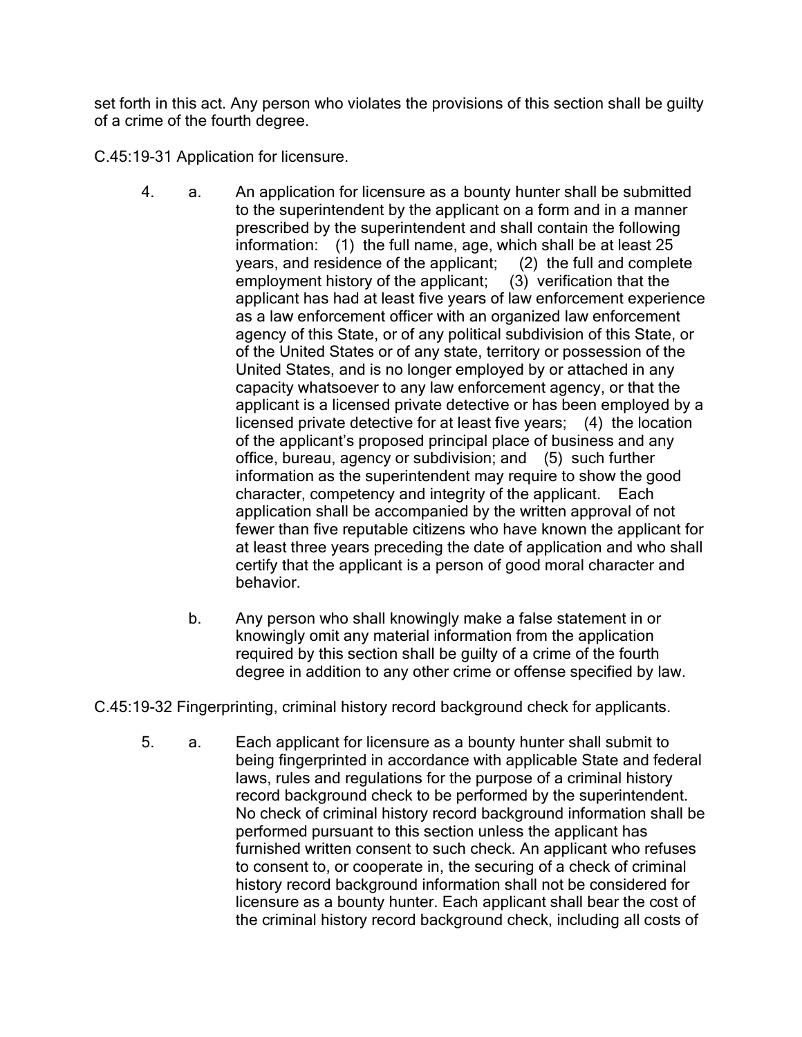set forth in this act. Any person who violates the provisions of this section shall be guilty of a crime of the fourth degree.

C.45:19-31 Application for licensure.

4. a. An application for licensure as a bounty hunter shall be submitted to the superintendent by the applicant on a form and in a manner prescribed by the superintendent and shall contain the following information: (1) the full name, age, which shall be at least 25 years, and residence of the applicant; (2) the full and complete employment history of the applicant; (3) verification that the applicant has had at least five years of law enforcement experience as a law enforcement officer with an organized law enforcement agency of this State, or of any political subdivision of this State, or of the United States or of any state, territory or possession of the United States, and is no longer employed by or attached in any capacity whatsoever to any law enforcement agency, or that the applicant is a licensed private detective or has been employed by a licensed private detective for at least five years; (4) the location of the applicant's proposed principal place of business and any office, bureau, agency or subdivision; and (5) such further information as the superintendent may require to show the good character, competency and integrity of the applicant. Each application shall be accompanied by the written approval of not fewer than five reputable citizens who have known the applicant for at least three years preceding the date of application and who shall certify that the applicant is a person of good moral character and behavior.

   b. Any person who shall knowingly make a false statement in or knowingly omit any material information from the application required by this section shall be guilty of a crime of the fourth degree in addition to any other crime or offense specified by law.

C.45:19-32 Fingerprinting, criminal history record background check for applicants.

5. a. Each applicant for licensure as a bounty hunter shall submit to being fingerprinted in accordance with applicable State and federal laws, rules and regulations for the purpose of a criminal history record background check to be performed by the superintendent. No check of criminal history record background information shall be performed pursuant to this section unless the applicant has furnished written consent to such check. An applicant who refuses to consent to, or cooperate in, the securing of a check of criminal history record background information shall not be considered for licensure as a bounty hunter. Each applicant shall bear the cost of the criminal history record background check, including all costs of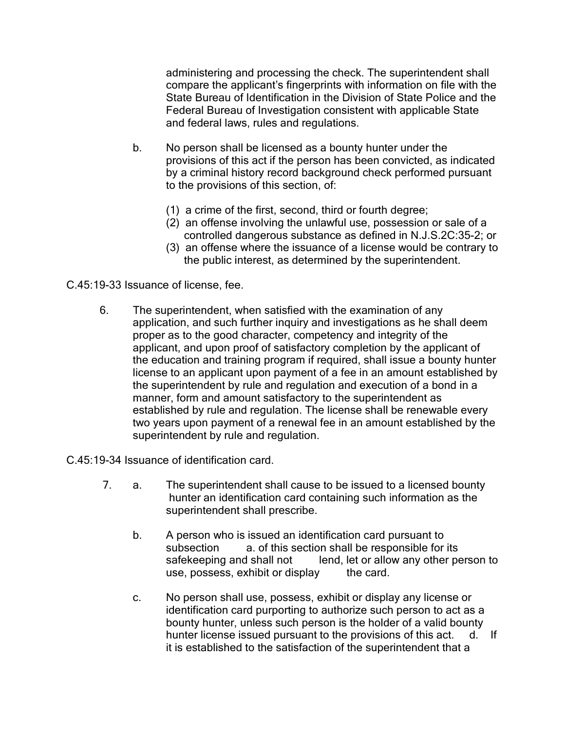administering and processing the check. The superintendent shall compare the applicant's fingerprints with information on file with the State Bureau of Identification in the Division of State Police and the Federal Bureau of Investigation consistent with applicable State and federal laws, rules and regulations.

b. No person shall be licensed as a bounty hunter under the provisions of this act if the person has been convicted, as indicated by a criminal history record background check performed pursuant to the provisions of this section, of:

(1) a crime of the first, second, third or fourth degree;
(2) an offense involving the unlawful use, possession or sale of a controlled dangerous substance as defined in N.J.S.2C:35-2; or
(3) an offense where the issuance of a license would be contrary to the public interest, as determined by the superintendent.

C.45:19-33 Issuance of license, fee.

6. The superintendent, when satisfied with the examination of any application, and such further inquiry and investigations as he shall deem proper as to the good character, competency and integrity of the applicant, and upon proof of satisfactory completion by the applicant of the education and training program if required, shall issue a bounty hunter license to an applicant upon payment of a fee in an amount established by the superintendent by rule and regulation and execution of a bond in a manner, form and amount satisfactory to the superintendent as established by rule and regulation. The license shall be renewable every two years upon payment of a renewal fee in an amount established by the superintendent by rule and regulation.

C.45:19-34 Issuance of identification card.

7. a. The superintendent shall cause to be issued to a licensed bounty hunter an identification card containing such information as the superintendent shall prescribe.

b. A person who is issued an identification card pursuant to subsection a. of this section shall be responsible for its safekeeping and shall not lend, let or allow any other person to use, possess, exhibit or display the card.

c. No person shall use, possess, exhibit or display any license or identification card purporting to authorize such person to act as a bounty hunter, unless such person is the holder of a valid bounty hunter license issued pursuant to the provisions of this act. d. If it is established to the satisfaction of the superintendent that a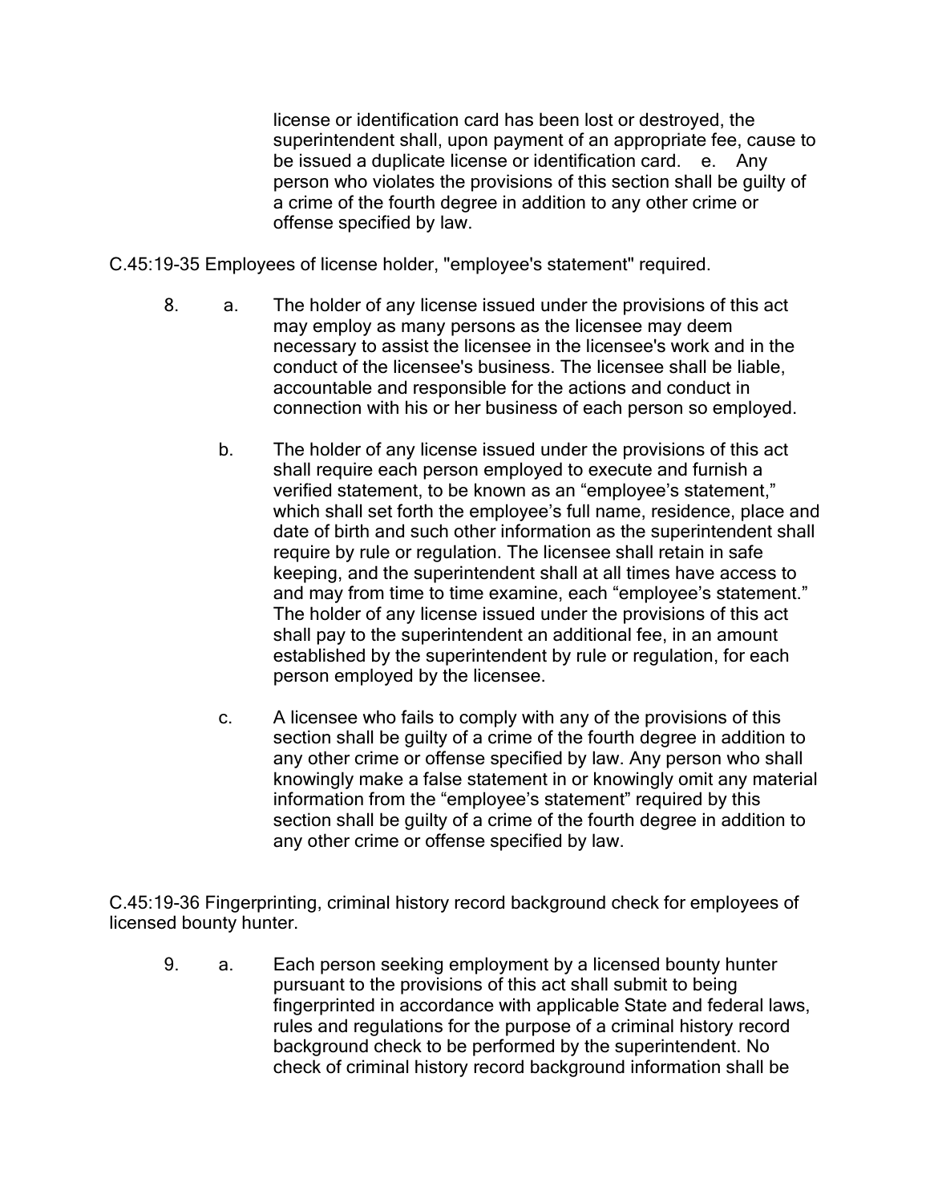license or identification card has been lost or destroyed, the superintendent shall, upon payment of an appropriate fee, cause to be issued a duplicate license or identification card. e. Any person who violates the provisions of this section shall be guilty of a crime of the fourth degree in addition to any other crime or offense specified by law.

C.45:19-35 Employees of license holder, "employee's statement" required.

8. a. The holder of any license issued under the provisions of this act may employ as many persons as the licensee may deem necessary to assist the licensee in the licensee's work and in the conduct of the licensee's business. The licensee shall be liable, accountable and responsible for the actions and conduct in connection with his or her business of each person so employed.

b. The holder of any license issued under the provisions of this act shall require each person employed to execute and furnish a verified statement, to be known as an "employee's statement," which shall set forth the employee's full name, residence, place and date of birth and such other information as the superintendent shall require by rule or regulation. The licensee shall retain in safe keeping, and the superintendent shall at all times have access to and may from time to time examine, each "employee's statement." The holder of any license issued under the provisions of this act shall pay to the superintendent an additional fee, in an amount established by the superintendent by rule or regulation, for each person employed by the licensee.

c. A licensee who fails to comply with any of the provisions of this section shall be guilty of a crime of the fourth degree in addition to any other crime or offense specified by law. Any person who shall knowingly make a false statement in or knowingly omit any material information from the "employee's statement" required by this section shall be guilty of a crime of the fourth degree in addition to any other crime or offense specified by law.

C.45:19-36 Fingerprinting, criminal history record background check for employees of licensed bounty hunter.

9. a. Each person seeking employment by a licensed bounty hunter pursuant to the provisions of this act shall submit to being fingerprinted in accordance with applicable State and federal laws, rules and regulations for the purpose of a criminal history record background check to be performed by the superintendent. No check of criminal history record background information shall be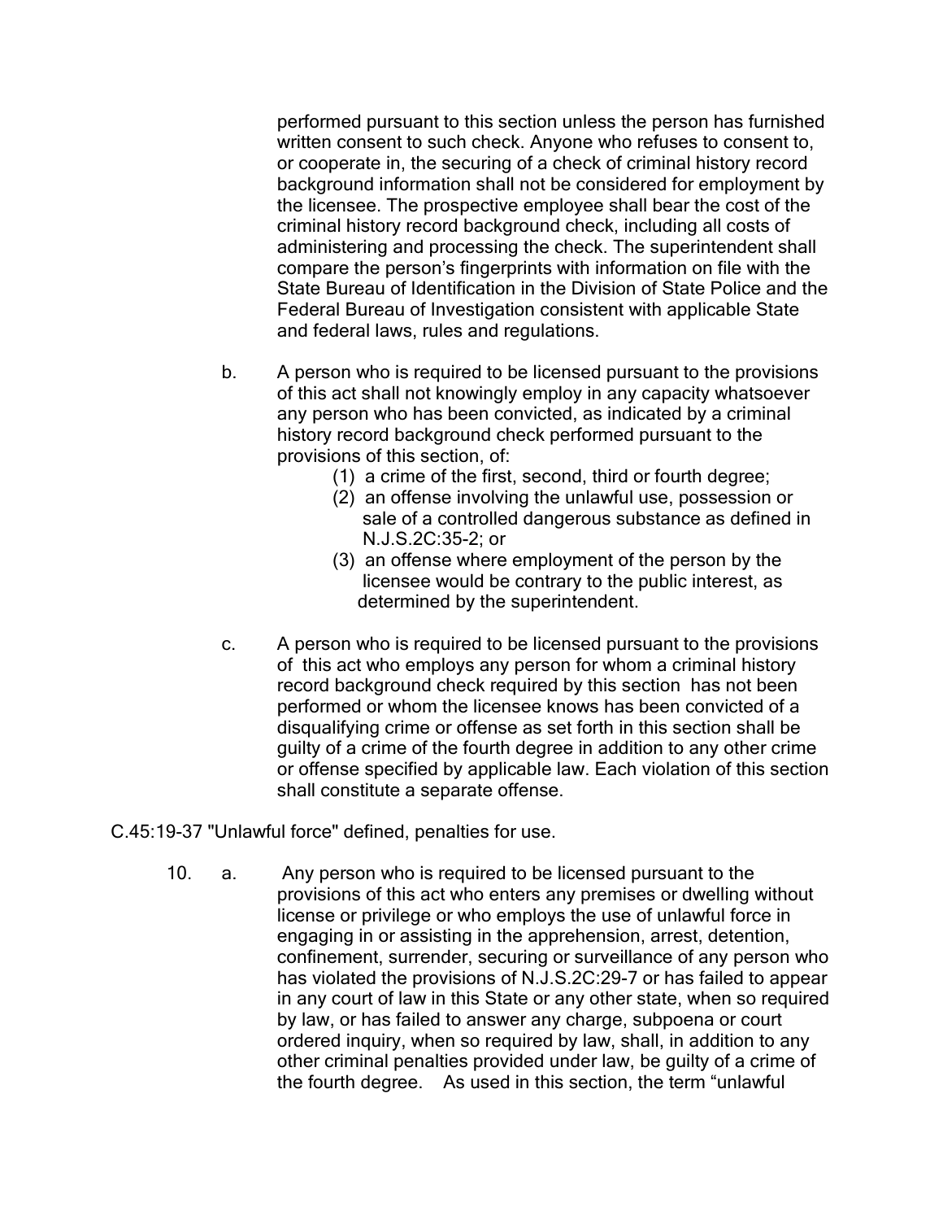performed pursuant to this section unless the person has furnished written consent to such check. Anyone who refuses to consent to, or cooperate in, the securing of a check of criminal history record background information shall not be considered for employment by the licensee. The prospective employee shall bear the cost of the criminal history record background check, including all costs of administering and processing the check. The superintendent shall compare the person's fingerprints with information on file with the State Bureau of Identification in the Division of State Police and the Federal Bureau of Investigation consistent with applicable State and federal laws, rules and regulations.

b. A person who is required to be licensed pursuant to the provisions of this act shall not knowingly employ in any capacity whatsoever any person who has been convicted, as indicated by a criminal history record background check performed pursuant to the provisions of this section, of:

   (1) a crime of the first, second, third or fourth degree;

   (2) an offense involving the unlawful use, possession or sale of a controlled dangerous substance as defined in N.J.S.2C:35-2; or

   (3) an offense where employment of the person by the licensee would be contrary to the public interest, as determined by the superintendent.

c. A person who is required to be licensed pursuant to the provisions of this act who employs any person for whom a criminal history record background check required by this section has not been performed or whom the licensee knows has been convicted of a disqualifying crime or offense as set forth in this section shall be guilty of a crime of the fourth degree in addition to any other crime or offense specified by applicable law. Each violation of this section shall constitute a separate offense.

C.45:19-37 "Unlawful force" defined, penalties for use.

10. a. Any person who is required to be licensed pursuant to the provisions of this act who enters any premises or dwelling without license or privilege or who employs the use of unlawful force in engaging in or assisting in the apprehension, arrest, detention, confinement, surrender, securing or surveillance of any person who has violated the provisions of N.J.S.2C:29-7 or has failed to appear in any court of law in this State or any other state, when so required by law, or has failed to answer any charge, subpoena or court ordered inquiry, when so required by law, shall, in addition to any other criminal penalties provided under law, be guilty of a crime of the fourth degree. As used in this section, the term "unlawful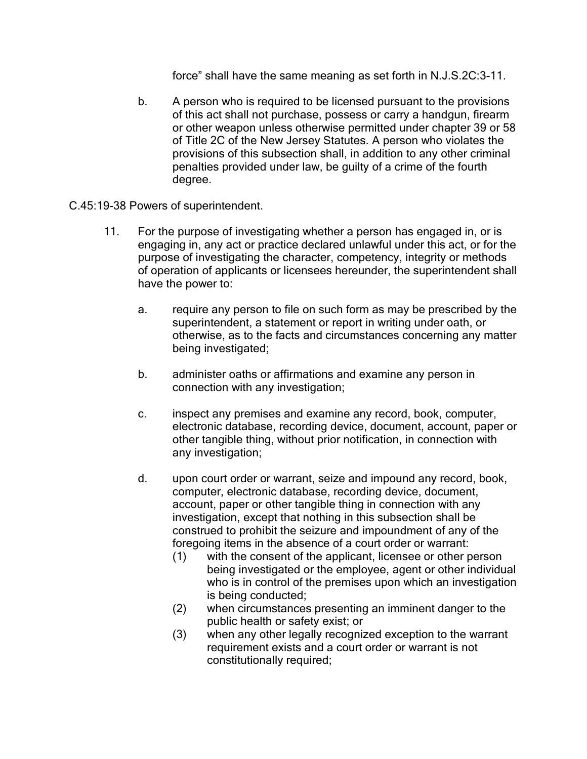force" shall have the same meaning as set forth in N.J.S.2C:3-11.

b. A person who is required to be licensed pursuant to the provisions of this act shall not purchase, possess or carry a handgun, firearm or other weapon unless otherwise permitted under chapter 39 or 58 of Title 2C of the New Jersey Statutes. A person who violates the provisions of this subsection shall, in addition to any other criminal penalties provided under law, be guilty of a crime of the fourth degree.

C.45:19-38 Powers of superintendent.

11. For the purpose of investigating whether a person has engaged in, or is engaging in, any act or practice declared unlawful under this act, or for the purpose of investigating the character, competency, integrity or methods of operation of applicants or licensees hereunder, the superintendent shall have the power to:

a. require any person to file on such form as may be prescribed by the superintendent, a statement or report in writing under oath, or otherwise, as to the facts and circumstances concerning any matter being investigated;

b. administer oaths or affirmations and examine any person in connection with any investigation;

c. inspect any premises and examine any record, book, computer, electronic database, recording device, document, account, paper or other tangible thing, without prior notification, in connection with any investigation;

d. upon court order or warrant, seize and impound any record, book, computer, electronic database, recording device, document, account, paper or other tangible thing in connection with any investigation, except that nothing in this subsection shall be construed to prohibit the seizure and impoundment of any of the foregoing items in the absence of a court order or warrant:

(1) with the consent of the applicant, licensee or other person being investigated or the employee, agent or other individual who is in control of the premises upon which an investigation is being conducted;

(2) when circumstances presenting an imminent danger to the public health or safety exist; or

(3) when any other legally recognized exception to the warrant requirement exists and a court order or warrant is not constitutionally required;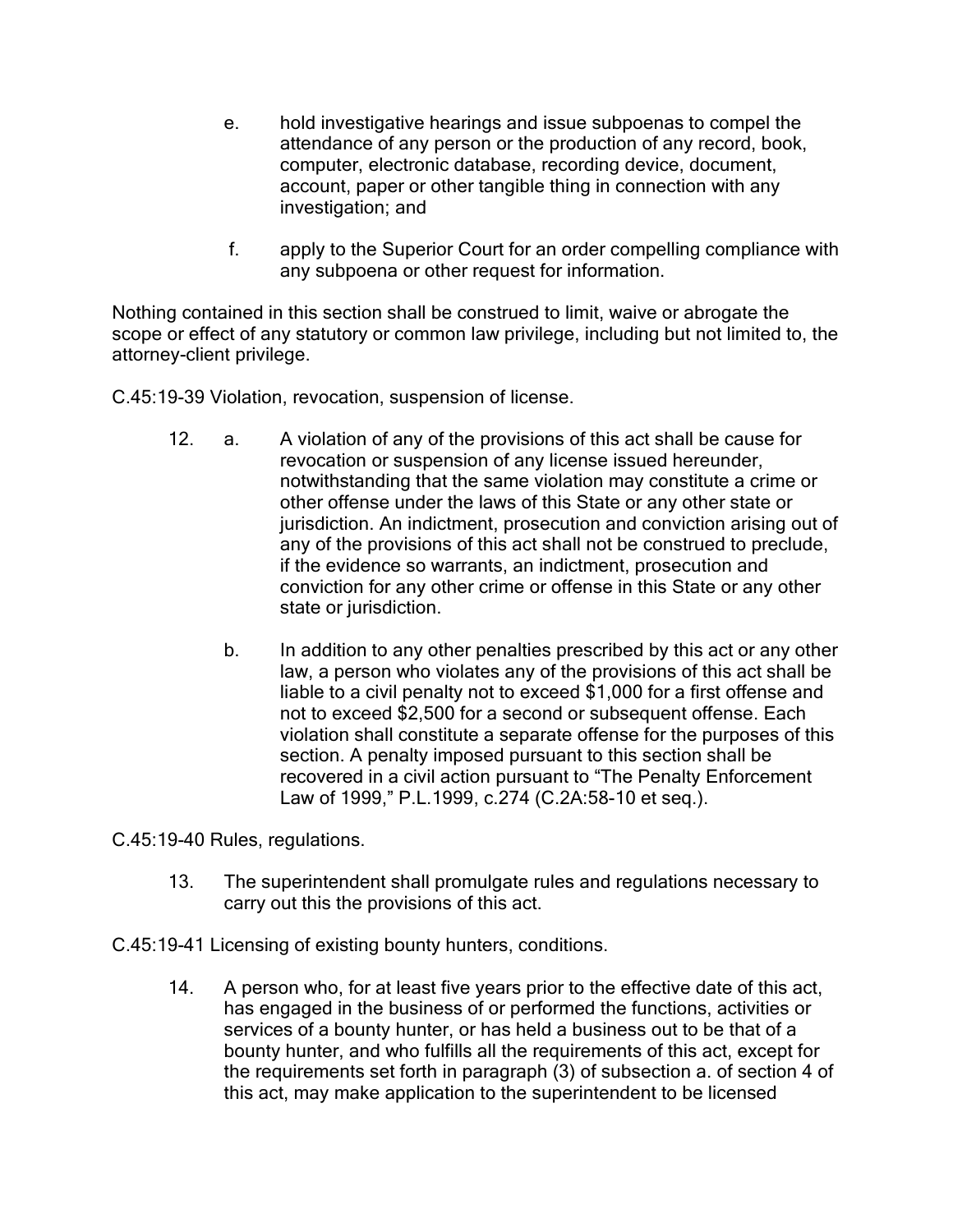e. hold investigative hearings and issue subpoenas to compel the attendance of any person or the production of any record, book, computer, electronic database, recording device, document, account, paper or other tangible thing in connection with any investigation; and

f. apply to the Superior Court for an order compelling compliance with any subpoena or other request for information.

Nothing contained in this section shall be construed to limit, waive or abrogate the scope or effect of any statutory or common law privilege, including but not limited to, the attorney-client privilege.

C.45:19-39 Violation, revocation, suspension of license.

12. a. A violation of any of the provisions of this act shall be cause for revocation or suspension of any license issued hereunder, notwithstanding that the same violation may constitute a crime or other offense under the laws of this State or any other state or jurisdiction. An indictment, prosecution and conviction arising out of any of the provisions of this act shall not be construed to preclude, if the evidence so warrants, an indictment, prosecution and conviction for any other crime or offense in this State or any other state or jurisdiction.

b. In addition to any other penalties prescribed by this act or any other law, a person who violates any of the provisions of this act shall be liable to a civil penalty not to exceed $1,000 for a first offense and not to exceed $2,500 for a second or subsequent offense. Each violation shall constitute a separate offense for the purposes of this section. A penalty imposed pursuant to this section shall be recovered in a civil action pursuant to "The Penalty Enforcement Law of 1999," P.L.1999, c.274 (C.2A:58-10 et seq.).

C.45:19-40 Rules, regulations.

13. The superintendent shall promulgate rules and regulations necessary to carry out this the provisions of this act.

C.45:19-41 Licensing of existing bounty hunters, conditions.

14. A person who, for at least five years prior to the effective date of this act, has engaged in the business of or performed the functions, activities or services of a bounty hunter, or has held a business out to be that of a bounty hunter, and who fulfills all the requirements of this act, except for the requirements set forth in paragraph (3) of subsection a. of section 4 of this act, may make application to the superintendent to be licensed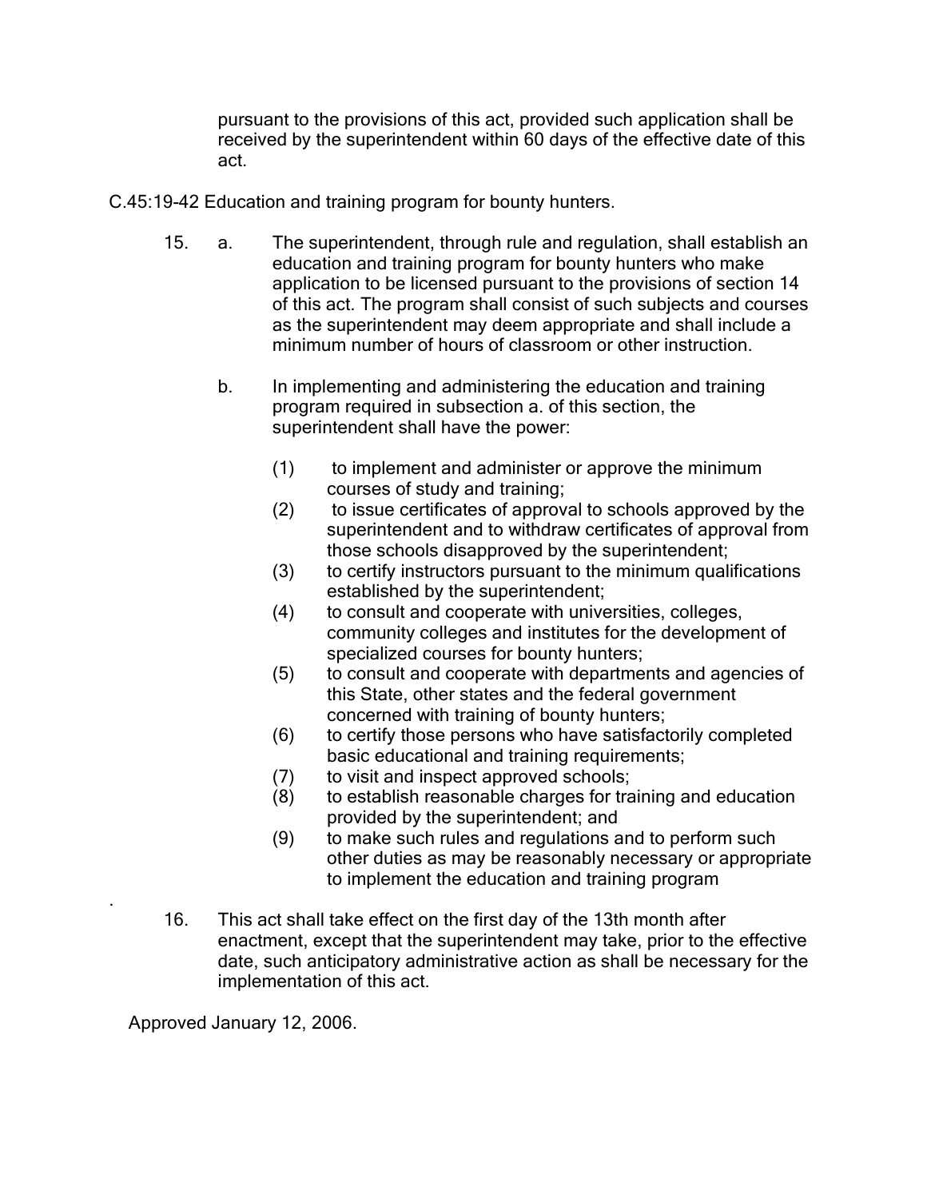pursuant to the provisions of this act, provided such application shall be received by the superintendent within 60 days of the effective date of this act.

C.45:19-42 Education and training program for bounty hunters.

15. a. The superintendent, through rule and regulation, shall establish an education and training program for bounty hunters who make application to be licensed pursuant to the provisions of section 14 of this act. The program shall consist of such subjects and courses as the superintendent may deem appropriate and shall include a minimum number of hours of classroom or other instruction.

b. In implementing and administering the education and training program required in subsection a. of this section, the superintendent shall have the power:

(1) to implement and administer or approve the minimum courses of study and training;
(2) to issue certificates of approval to schools approved by the superintendent and to withdraw certificates of approval from those schools disapproved by the superintendent;
(3) to certify instructors pursuant to the minimum qualifications established by the superintendent;
(4) to consult and cooperate with universities, colleges, community colleges and institutes for the development of specialized courses for bounty hunters;
(5) to consult and cooperate with departments and agencies of this State, other states and the federal government concerned with training of bounty hunters;
(6) to certify those persons who have satisfactorily completed basic educational and training requirements;
(7) to visit and inspect approved schools;
(8) to establish reasonable charges for training and education provided by the superintendent; and
(9) to make such rules and regulations and to perform such other duties as may be reasonably necessary or appropriate to implement the education and training program

.

16. This act shall take effect on the first day of the 13th month after enactment, except that the superintendent may take, prior to the effective date, such anticipatory administrative action as shall be necessary for the implementation of this act.

Approved January 12, 2006.